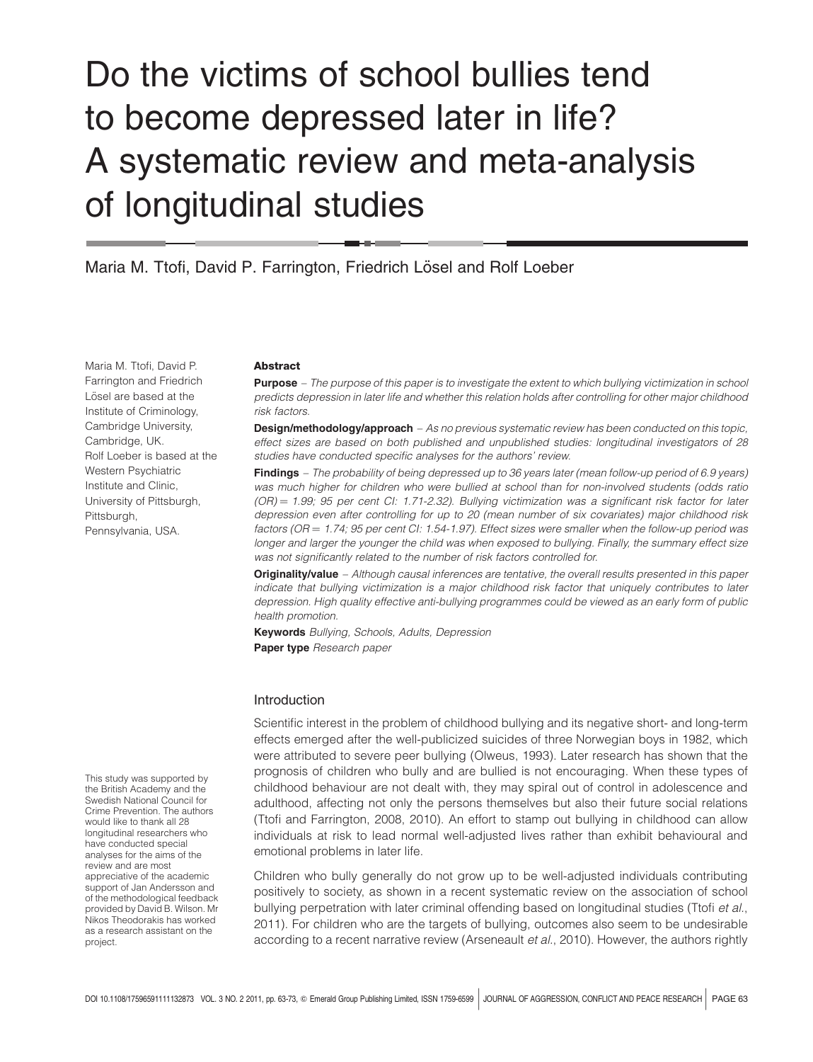# Do the victims of school bullies tend to become depressed later in life? A systematic review and meta-analysis of longitudinal studies

Maria M. Ttofi, David P. Farrington, Friedrich Lösel and Rolf Loeber

Maria M. Ttofi, David P. Farrington and Friedrich Lösel are based at the Institute of Criminology, Cambridge University, Cambridge, UK. Rolf Loeber is based at the Western Psychiatric Institute and Clinic, University of Pittsburgh, Pittsburgh, Pennsylvania, USA.

### Abstract

**Purpose** – *The purpose of this paper is to investigate the extent to which bullying victimization in school predicts depression in later life and whether this relation holds after controlling for other major childhood risk factors.*

**Design/methodology/approach** – *As no previous systematic review has been conducted on this topic, effect sizes are based on both published and unpublished studies: longitudinal investigators of 28 studies have conducted specific analyses for the authors' review.*

**Findings** – *The probability of being depressed up to 36 years later (mean follow-up period of 6.9 years) was much higher for children who were bullied at school than for non-involved students (odds ratio (OR) = 1.99; 95 per cent CI: 1.71-2.32). Bullying victimization was a significant risk factor for later depression even after controlling for up to 20 (mean number of six covariates) major childhood risk factors (OR = 1.74; 95 per cent CI: 1.54-1.97). Effect sizes were smaller when the follow-up period was longer and larger the younger the child was when exposed to bullying. Finally, the summary effect size was not significantly related to the number of risk factors controlled for.*

**Originality/value** – *Although causal inferences are tentative, the overall results presented in this paper indicate that bullying victimization is a major childhood risk factor that uniquely contributes to later depression. High quality effective anti-bullying programmes could be viewed as an early form of public health promotion.*

**Keywords** *Bullying, Schools, Adults, Depression*

**Paper type** *Research paper*

## Introduction

Scientific interest in the problem of childhood bullying and its negative short- and long-term effects emerged after the well-publicized suicides of three Norwegian boys in 1982, which were attributed to severe peer bullying (Olweus, 1993). Later research has shown that the prognosis of children who bully and are bullied is not encouraging. When these types of childhood behaviour are not dealt with, they may spiral out of control in adolescence and adulthood, affecting not only the persons themselves but also their future social relations (Ttofi and Farrington, 2008, 2010). An effort to stamp out bullying in childhood can allow individuals at risk to lead normal well-adjusted lives rather than exhibit behavioural and emotional problems in later life.

Children who bully generally do not grow up to be well-adjusted individuals contributing positively to society, as shown in a recent systematic review on the association of school bullying perpetration with later criminal offending based on longitudinal studies (Ttofi *et al.*, 2011). For children who are the targets of bullying, outcomes also seem to be undesirable according to a recent narrative review (Arseneault *et al.*, 2010). However, the authors rightly

This study was supported by the British Academy and the Swedish National Council for Crime Prevention. The authors would like to thank all 28 longitudinal researchers who have conducted special analyses for the aims of the review and are most appreciative of the academic support of Jan Andersson and of the methodological feedback provided by David B. Wilson. Mr Nikos Theodorakis has worked as a research assistant on the project.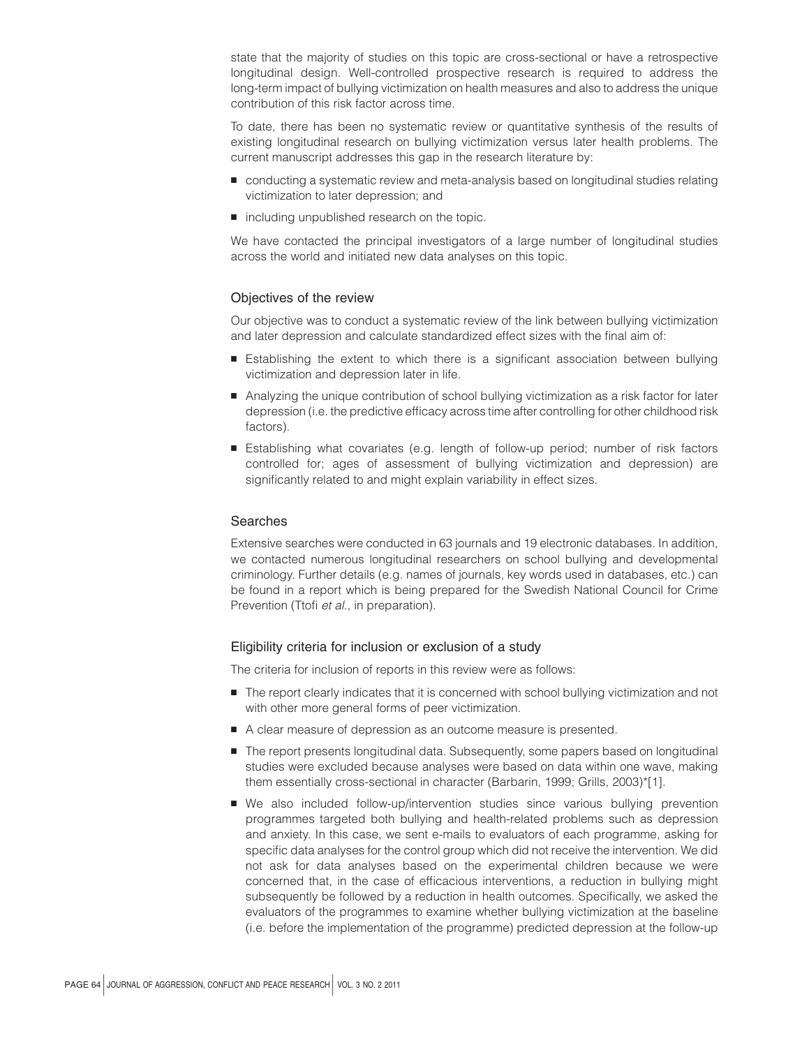state that the majority of studies on this topic are cross-sectional or have a retrospective longitudinal design. Well-controlled prospective research is required to address the long-term impact of bullying victimization on health measures and also to address the unique contribution of this risk factor across time.

To date, there has been no systematic review or quantitative synthesis of the results of existing longitudinal research on bullying victimization versus later health problems. The current manuscript addresses this gap in the research literature by:

- conducting a systematic review and meta-analysis based on longitudinal studies relating victimization to later depression; and
- including unpublished research on the topic.

We have contacted the principal investigators of a large number of longitudinal studies across the world and initiated new data analyses on this topic.

## Objectives of the review

Our objective was to conduct a systematic review of the link between bullying victimization and later depression and calculate standardized effect sizes with the final aim of:

- Establishing the extent to which there is a significant association between bullying victimization and depression later in life.
- Analyzing the unique contribution of school bullying victimization as a risk factor for later depression (i.e. the predictive efficacy across time after controlling for other childhood risk factors).
- Establishing what covariates (e.g. length of follow-up period; number of risk factors controlled for; ages of assessment of bullying victimization and depression) are significantly related to and might explain variability in effect sizes.

## Searches

Extensive searches were conducted in 63 journals and 19 electronic databases. In addition, we contacted numerous longitudinal researchers on school bullying and developmental criminology. Further details (e.g. names of journals, key words used in databases, etc.) can be found in a report which is being prepared for the Swedish National Council for Crime Prevention (Ttofi *et al.*, in preparation).

## Eligibility criteria for inclusion or exclusion of a study

The criteria for inclusion of reports in this review were as follows:

- The report clearly indicates that it is concerned with school bullying victimization and not with other more general forms of peer victimization.
- A clear measure of depression as an outcome measure is presented.
- The report presents longitudinal data. Subsequently, some papers based on longitudinal studies were excluded because analyses were based on data within one wave, making them essentially cross-sectional in character (Barbarin, 1999; Grills, 2003)*[1].
- We also included follow-up/intervention studies since various bullying prevention programmes targeted both bullying and health-related problems such as depression and anxiety. In this case, we sent e-mails to evaluators of each programme, asking for specific data analyses for the control group which did not receive the intervention. We did not ask for data analyses based on the experimental children because we were concerned that, in the case of efficacious interventions, a reduction in bullying might subsequently be followed by a reduction in health outcomes. Specifically, we asked the evaluators of the programmes to examine whether bullying victimization at the baseline (i.e. before the implementation of the programme) predicted depression at the follow-up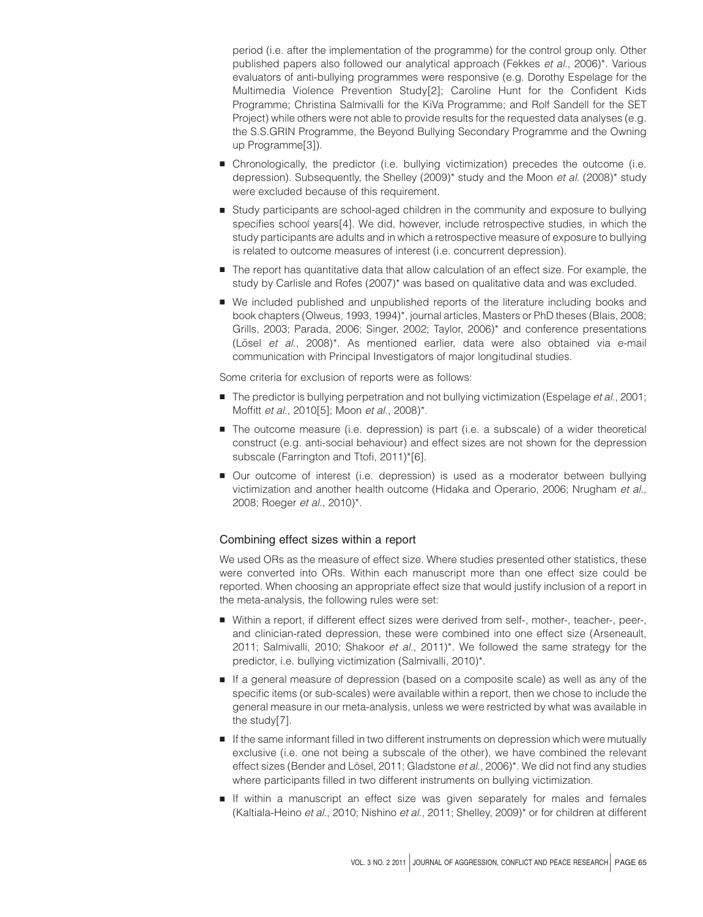period (i.e. after the implementation of the programme) for the control group only. Other published papers also followed our analytical approach (Fekkes *et al.*, 2006)*. Various evaluators of anti-bullying programmes were responsive (e.g. Dorothy Espelage for the Multimedia Violence Prevention Study[2]; Caroline Hunt for the Confident Kids Programme; Christina Salmivalli for the KiVa Programme; and Rolf Sandell for the SET Project) while others were not able to provide results for the requested data analyses (e.g. the S.S.GRIN Programme, the Beyond Bullying Secondary Programme and the Owning up Programme[3]).

- Chronologically, the predictor (i.e. bullying victimization) precedes the outcome (i.e. depression). Subsequently, the Shelley (2009)* study and the Moon *et al.* (2008)* study were excluded because of this requirement.
- Study participants are school-aged children in the community and exposure to bullying specifies school years[4]. We did, however, include retrospective studies, in which the study participants are adults and in which a retrospective measure of exposure to bullying is related to outcome measures of interest (i.e. concurrent depression).
- The report has quantitative data that allow calculation of an effect size. For example, the study by Carlisle and Rofes (2007)* was based on qualitative data and was excluded.
- We included published and unpublished reports of the literature including books and book chapters (Olweus, 1993, 1994)*, journal articles, Masters or PhD theses (Blais, 2008; Grills, 2003; Parada, 2006; Singer, 2002; Taylor, 2006)* and conference presentations (Lösel *et al.*, 2008)*. As mentioned earlier, data were also obtained via e-mail communication with Principal Investigators of major longitudinal studies.

Some criteria for exclusion of reports were as follows:

- The predictor is bullying perpetration and not bullying victimization (Espelage *et al.*, 2001; Moffitt *et al.*, 2010[5]; Moon *et al.*, 2008)*.
- The outcome measure (i.e. depression) is part (i.e. a subscale) of a wider theoretical construct (e.g. anti-social behaviour) and effect sizes are not shown for the depression subscale (Farrington and Ttofi, 2011)*[6].
- Our outcome of interest (i.e. depression) is used as a moderator between bullying victimization and another health outcome (Hidaka and Operario, 2006; Nrugham *et al.*, 2008; Roeger *et al.*, 2010)*.

### Combining effect sizes within a report

We used ORs as the measure of effect size. Where studies presented other statistics, these were converted into ORs. Within each manuscript more than one effect size could be reported. When choosing an appropriate effect size that would justify inclusion of a report in the meta-analysis, the following rules were set:

- Within a report, if different effect sizes were derived from self-, mother-, teacher-, peer-, and clinician-rated depression, these were combined into one effect size (Arseneault, 2011; Salmivalli, 2010; Shakoor *et al.*, 2011)*. We followed the same strategy for the predictor, i.e. bullying victimization (Salmivalli, 2010)*.
- If a general measure of depression (based on a composite scale) as well as any of the specific items (or sub-scales) were available within a report, then we chose to include the general measure in our meta-analysis, unless we were restricted by what was available in the study[7].
- If the same informant filled in two different instruments on depression which were mutually exclusive (i.e. one not being a subscale of the other), we have combined the relevant effect sizes (Bender and Lösel, 2011; Gladstone *et al.*, 2006)*. We did not find any studies where participants filled in two different instruments on bullying victimization.
- If within a manuscript an effect size was given separately for males and females (Kaltiala-Heino *et al.*, 2010; Nishino *et al.*, 2011; Shelley, 2009)* or for children at different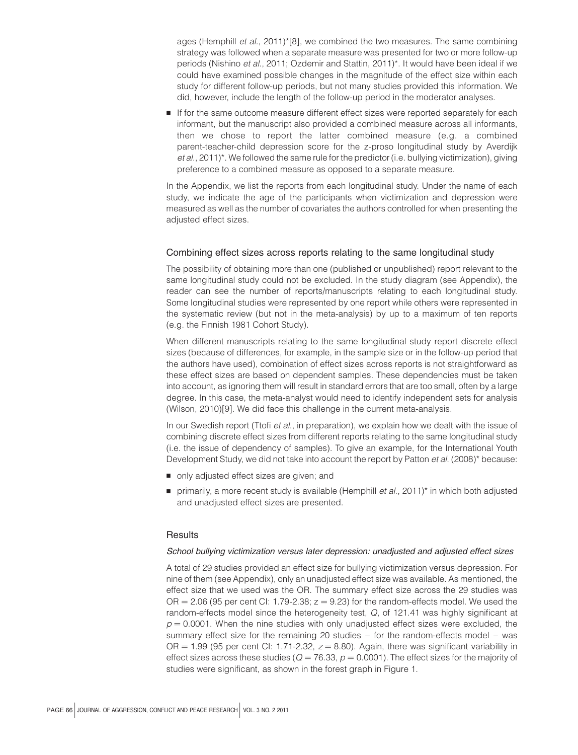ages (Hemphill *et al.*, 2011)*[8], we combined the two measures. The same combining strategy was followed when a separate measure was presented for two or more follow-up periods (Nishino *et al.*, 2011; Ozdemir and Stattin, 2011)*. It would have been ideal if we could have examined possible changes in the magnitude of the effect size within each study for different follow-up periods, but not many studies provided this information. We did, however, include the length of the follow-up period in the moderator analyses.

- If for the same outcome measure different effect sizes were reported separately for each informant, but the manuscript also provided a combined measure across all informants, then we chose to report the latter combined measure (e.g. a combined parent-teacher-child depression score for the z-proso longitudinal study by Averdijk *et al.*, 2011)*. We followed the same rule for the predictor (i.e. bullying victimization), giving preference to a combined measure as opposed to a separate measure.

In the Appendix, we list the reports from each longitudinal study. Under the name of each study, we indicate the age of the participants when victimization and depression were measured as well as the number of covariates the authors controlled for when presenting the adjusted effect sizes.

### Combining effect sizes across reports relating to the same longitudinal study

The possibility of obtaining more than one (published or unpublished) report relevant to the same longitudinal study could not be excluded. In the study diagram (see Appendix), the reader can see the number of reports/manuscripts relating to each longitudinal study. Some longitudinal studies were represented by one report while others were represented in the systematic review (but not in the meta-analysis) by up to a maximum of ten reports (e.g. the Finnish 1981 Cohort Study).

When different manuscripts relating to the same longitudinal study report discrete effect sizes (because of differences, for example, in the sample size or in the follow-up period that the authors have used), combination of effect sizes across reports is not straightforward as these effect sizes are based on dependent samples. These dependencies must be taken into account, as ignoring them will result in standard errors that are too small, often by a large degree. In this case, the meta-analyst would need to identify independent sets for analysis (Wilson, 2010)[9]. We did face this challenge in the current meta-analysis.

In our Swedish report (Ttofi *et al.*, in preparation), we explain how we dealt with the issue of combining discrete effect sizes from different reports relating to the same longitudinal study (i.e. the issue of dependency of samples). To give an example, for the International Youth Development Study, we did not take into account the report by Patton *et al.* (2008)* because:

- only adjusted effect sizes are given; and
- primarily, a more recent study is available (Hemphill *et al.*, 2011)* in which both adjusted and unadjusted effect sizes are presented.

### Results

#### *School bullying victimization versus later depression: unadjusted and adjusted effect sizes*

A total of 29 studies provided an effect size for bullying victimization versus depression. For nine of them (see Appendix), only an unadjusted effect size was available. As mentioned, the effect size that we used was the OR. The summary effect size across the 29 studies was OR = 2.06 (95 per cent CI: 1.79-2.38; $z = 9.23$) for the random-effects model. We used the random-effects model since the heterogeneity test, $Q$, of 121.41 was highly significant at $p = 0.0001$. When the nine studies with only unadjusted effect sizes were excluded, the summary effect size for the remaining 20 studies – for the random-effects model – was OR = 1.99 (95 per cent CI: 1.71-2.32, $z = 8.80$). Again, there was significant variability in effect sizes across these studies ($Q = 76.33$, $p = 0.0001$). The effect sizes for the majority of studies were significant, as shown in the forest graph in Figure 1.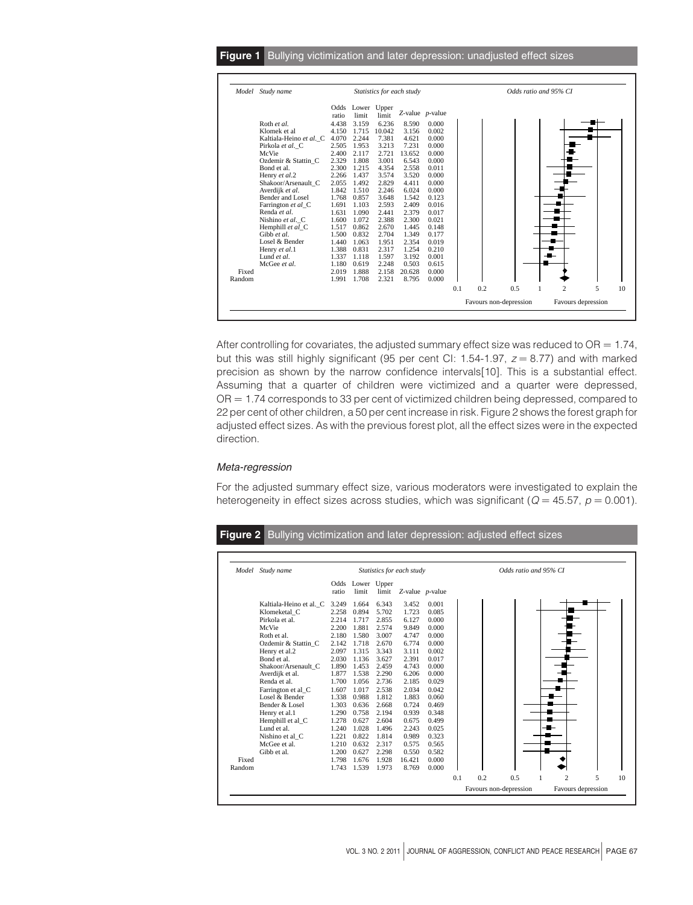**Figure 1** Bullying victimization and later depression: unadjusted effect sizes

| Model | Study name | Odds ratio | Lower limit | Upper limit | Z-value | p-value |
|---|---|---|---|---|---|---|
| | Roth *et al.* | 4.438 | 3.159 | 6.236 | 8.590 | 0.000 |
| | Klomek et al | 4.150 | 1.715 | 10.042 | 3.156 | 0.002 |
| | Kaltiala-Heino *et al.*_C | 4.070 | 2.244 | 7.381 | 4.621 | 0.000 |
| | Pirkola *et al.*_C | 2.505 | 1.953 | 3.213 | 7.231 | 0.000 |
| | McVie | 2.400 | 2.117 | 2.721 | 13.652 | 0.000 |
| | Ozdemir & Stattin_C | 2.329 | 1.808 | 3.001 | 6.543 | 0.000 |
| | Bond et al. | 2.300 | 1.215 | 4.354 | 2.558 | 0.011 |
| | Henry *et al.*2 | 2.266 | 1.437 | 3.574 | 3.520 | 0.000 |
| | Shakoor/Arsenault_C | 2.055 | 1.492 | 2.829 | 4.411 | 0.000 |
| | Averdijk *et al.* | 1.842 | 1.510 | 2.246 | 6.024 | 0.000 |
| | Bender and Losel | 1.768 | 0.857 | 3.648 | 1.542 | 0.123 |
| | Farrington *et al*_C | 1.691 | 1.103 | 2.593 | 2.409 | 0.016 |
| | Renda *et al.* | 1.631 | 1.090 | 2.441 | 2.379 | 0.017 |
| | Nishino *et al.*_C | 1.600 | 1.072 | 2.388 | 2.300 | 0.021 |
| | Hemphill *et al*_C | 1.517 | 0.862 | 2.670 | 1.445 | 0.148 |
| | Gibb *et al.* | 1.500 | 0.832 | 2.704 | 1.349 | 0.177 |
| | Losel & Bender | 1.440 | 1.063 | 1.951 | 2.354 | 0.019 |
| | Henry *et al.*1 | 1.388 | 0.831 | 2.317 | 1.254 | 0.210 |
| | Lund *et al.* | 1.337 | 1.118 | 1.597 | 3.192 | 0.001 |
| | McGee *et al.* | 1.180 | 0.619 | 2.248 | 0.503 | 0.615 |
| Fixed | | 2.019 | 1.888 | 2.158 | 20.628 | 0.000 |
| Random | | 1.991 | 1.708 | 2.321 | 8.795 | 0.000 |

Odds ratio and 95% CI (0.1–10): Favours non-depression / Favours depression

After controlling for covariates, the adjusted summary effect size was reduced to OR = 1.74, but this was still highly significant (95 per cent CI: 1.54-1.97, $z = 8.77$) and with marked precision as shown by the narrow confidence intervals[10]. This is a substantial effect. Assuming that a quarter of children were victimized and a quarter were depressed, OR = 1.74 corresponds to 33 per cent of victimized children being depressed, compared to 22 per cent of other children, a 50 per cent increase in risk. Figure 2 shows the forest graph for adjusted effect sizes. As with the previous forest plot, all the effect sizes were in the expected direction.

### *Meta-regression*

For the adjusted summary effect size, various moderators were investigated to explain the heterogeneity in effect sizes across studies, which was significant ($Q = 45.57$, $p = 0.001$).

**Figure 2** Bullying victimization and later depression: adjusted effect sizes

| Model | Study name | Odds ratio | Lower limit | Upper limit | Z-value | p-value |
|---|---|---|---|---|---|---|
| | Kaltiala-Heino et al._C | 3.249 | 1.664 | 6.343 | 3.452 | 0.001 |
| | Klomeketal_C | 2.258 | 0.894 | 5.702 | 1.723 | 0.085 |
| | Pirkola et al. | 2.214 | 1.717 | 2.855 | 6.127 | 0.000 |
| | McVie | 2.200 | 1.881 | 2.574 | 9.849 | 0.000 |
| | Roth et al. | 2.180 | 1.580 | 3.007 | 4.747 | 0.000 |
| | Ozdemir & Stattin_C | 2.142 | 1.718 | 2.670 | 6.774 | 0.000 |
| | Henry et al.2 | 2.097 | 1.315 | 3.343 | 3.111 | 0.002 |
| | Bond et al. | 2.030 | 1.136 | 3.627 | 2.391 | 0.017 |
| | Shakoor/Arsenault_C | 1.890 | 1.453 | 2.459 | 4.743 | 0.000 |
| | Averdijk et al. | 1.877 | 1.538 | 2.290 | 6.206 | 0.000 |
| | Renda et al. | 1.700 | 1.056 | 2.736 | 2.185 | 0.029 |
| | Farrington et al_C | 1.607 | 1.017 | 2.538 | 2.034 | 0.042 |
| | Losel & Bender | 1.338 | 0.988 | 1.812 | 1.883 | 0.060 |
| | Bender & Losel | 1.303 | 0.636 | 2.668 | 0.724 | 0.469 |
| | Henry et al.1 | 1.290 | 0.758 | 2.194 | 0.939 | 0.348 |
| | Hemphill et al_C | 1.278 | 0.627 | 2.604 | 0.675 | 0.499 |
| | Lund et al. | 1.240 | 1.028 | 1.496 | 2.243 | 0.025 |
| | Nishino et al_C | 1.221 | 0.822 | 1.814 | 0.989 | 0.323 |
| | McGee et al. | 1.210 | 0.632 | 2.317 | 0.575 | 0.565 |
| | Gibb et al. | 1.200 | 0.627 | 2.298 | 0.550 | 0.582 |
| Fixed | | 1.798 | 1.676 | 1.928 | 16.421 | 0.000 |
| Random | | 1.743 | 1.539 | 1.973 | 8.769 | 0.000 |

Odds ratio and 95% CI (0.1–10): Favours non-depression / Favours depression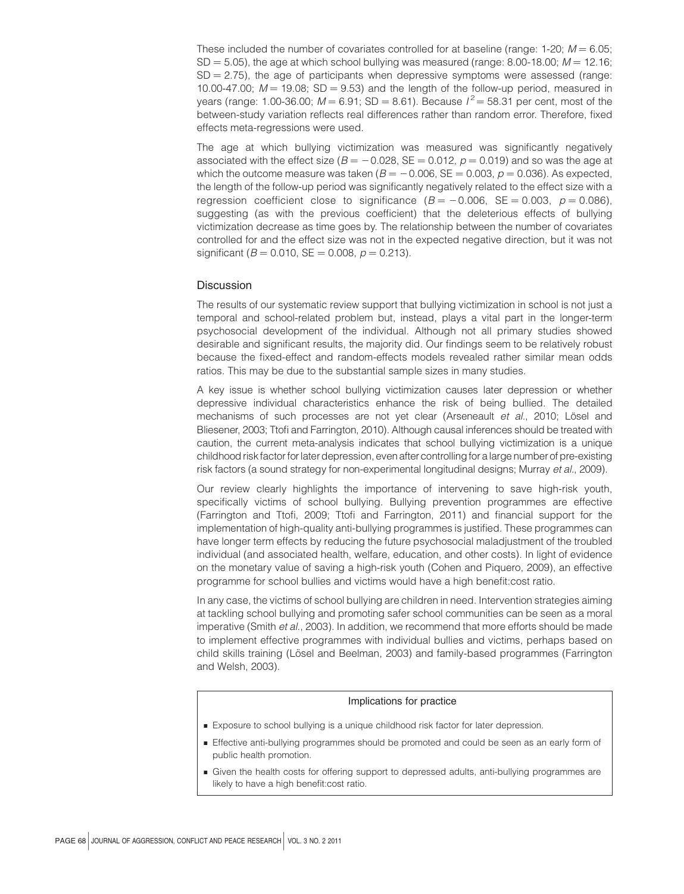These included the number of covariates controlled for at baseline (range: 1-20; $M = 6.05$; $SD = 5.05$), the age at which school bullying was measured (range: 8.00-18.00; $M = 12.16$; $SD = 2.75$), the age of participants when depressive symptoms were assessed (range: 10.00-47.00; $M = 19.08$; $SD = 9.53$) and the length of the follow-up period, measured in years (range: 1.00-36.00; $M = 6.91$; $SD = 8.61$). Because $I^2 = 58.31$ per cent, most of the between-study variation reflects real differences rather than random error. Therefore, fixed effects meta-regressions were used.

The age at which bullying victimization was measured was significantly negatively associated with the effect size ($B = -0.028$, $SE = 0.012$, $p = 0.019$) and so was the age at which the outcome measure was taken ($B = -0.006$, $SE = 0.003$, $p = 0.036$). As expected, the length of the follow-up period was significantly negatively related to the effect size with a regression coefficient close to significance ($B = -0.006$, $SE = 0.003$, $p = 0.086$), suggesting (as with the previous coefficient) that the deleterious effects of bullying victimization decrease as time goes by. The relationship between the number of covariates controlled for and the effect size was not in the expected negative direction, but it was not significant ($B = 0.010$, $SE = 0.008$, $p = 0.213$).

## Discussion

The results of our systematic review support that bullying victimization in school is not just a temporal and school-related problem but, instead, plays a vital part in the longer-term psychosocial development of the individual. Although not all primary studies showed desirable and significant results, the majority did. Our findings seem to be relatively robust because the fixed-effect and random-effects models revealed rather similar mean odds ratios. This may be due to the substantial sample sizes in many studies.

A key issue is whether school bullying victimization causes later depression or whether depressive individual characteristics enhance the risk of being bullied. The detailed mechanisms of such processes are not yet clear (Arseneault *et al.*, 2010; Lösel and Bliesener, 2003; Ttofi and Farrington, 2010). Although causal inferences should be treated with caution, the current meta-analysis indicates that school bullying victimization is a unique childhood risk factor for later depression, even after controlling for a large number of pre-existing risk factors (a sound strategy for non-experimental longitudinal designs; Murray *et al.*, 2009).

Our review clearly highlights the importance of intervening to save high-risk youth, specifically victims of school bullying. Bullying prevention programmes are effective (Farrington and Ttofi, 2009; Ttofi and Farrington, 2011) and financial support for the implementation of high-quality anti-bullying programmes is justified. These programmes can have longer term effects by reducing the future psychosocial maladjustment of the troubled individual (and associated health, welfare, education, and other costs). In light of evidence on the monetary value of saving a high-risk youth (Cohen and Piquero, 2009), an effective programme for school bullies and victims would have a high benefit:cost ratio.

In any case, the victims of school bullying are children in need. Intervention strategies aiming at tackling school bullying and promoting safer school communities can be seen as a moral imperative (Smith *et al.*, 2003). In addition, we recommend that more efforts should be made to implement effective programmes with individual bullies and victims, perhaps based on child skills training (Lösel and Beelman, 2003) and family-based programmes (Farrington and Welsh, 2003).

### Implications for practice

- Exposure to school bullying is a unique childhood risk factor for later depression.
- Effective anti-bullying programmes should be promoted and could be seen as an early form of public health promotion.
- Given the health costs for offering support to depressed adults, anti-bullying programmes are likely to have a high benefit:cost ratio.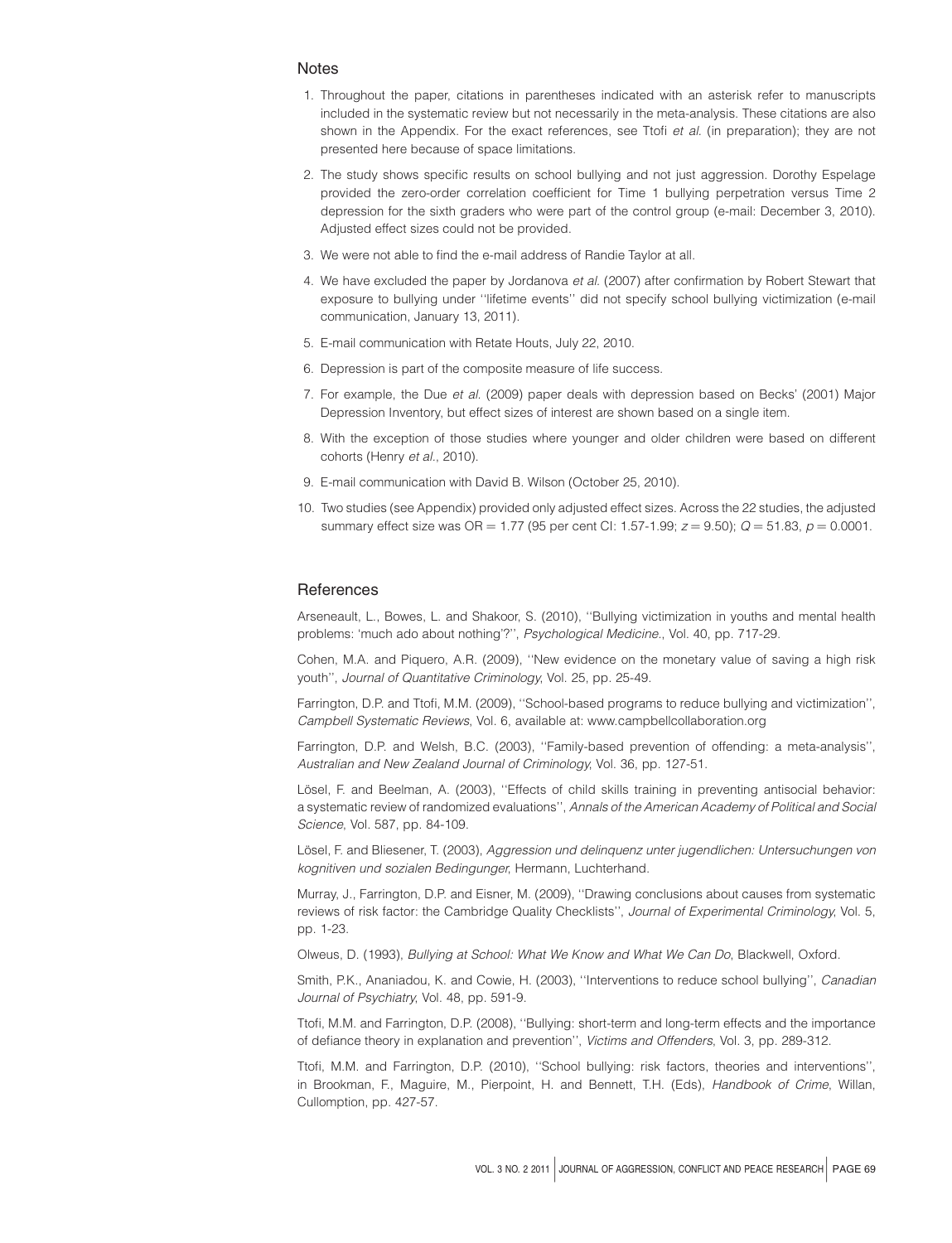## Notes

1. Throughout the paper, citations in parentheses indicated with an asterisk refer to manuscripts included in the systematic review but not necessarily in the meta-analysis. These citations are also shown in the Appendix. For the exact references, see Ttofi *et al.* (in preparation); they are not presented here because of space limitations.
2. The study shows specific results on school bullying and not just aggression. Dorothy Espelage provided the zero-order correlation coefficient for Time 1 bullying perpetration versus Time 2 depression for the sixth graders who were part of the control group (e-mail: December 3, 2010). Adjusted effect sizes could not be provided.
3. We were not able to find the e-mail address of Randie Taylor at all.
4. We have excluded the paper by Jordanova *et al.* (2007) after confirmation by Robert Stewart that exposure to bullying under ''lifetime events'' did not specify school bullying victimization (e-mail communication, January 13, 2011).
5. E-mail communication with Retate Houts, July 22, 2010.
6. Depression is part of the composite measure of life success.
7. For example, the Due *et al.* (2009) paper deals with depression based on Becks' (2001) Major Depression Inventory, but effect sizes of interest are shown based on a single item.
8. With the exception of those studies where younger and older children were based on different cohorts (Henry *et al.*, 2010).
9. E-mail communication with David B. Wilson (October 25, 2010).
10. Two studies (see Appendix) provided only adjusted effect sizes. Across the 22 studies, the adjusted summary effect size was OR = 1.77 (95 per cent CI: 1.57-1.99; $z = 9.50$); $Q = 51.83$, $p = 0.0001$.

## References

Arseneault, L., Bowes, L. and Shakoor, S. (2010), ''Bullying victimization in youths and mental health problems: 'much ado about nothing'?'', *Psychological Medicine.*, Vol. 40, pp. 717-29.

Cohen, M.A. and Piquero, A.R. (2009), ''New evidence on the monetary value of saving a high risk youth'', *Journal of Quantitative Criminology*, Vol. 25, pp. 25-49.

Farrington, D.P. and Ttofi, M.M. (2009), ''School-based programs to reduce bullying and victimization'', *Campbell Systematic Reviews*, Vol. 6, available at: www.campbellcollaboration.org

Farrington, D.P. and Welsh, B.C. (2003), ''Family-based prevention of offending: a meta-analysis'', *Australian and New Zealand Journal of Criminology*, Vol. 36, pp. 127-51.

Lösel, F. and Beelman, A. (2003), ''Effects of child skills training in preventing antisocial behavior: a systematic review of randomized evaluations'', *Annals of the American Academy of Political and Social Science*, Vol. 587, pp. 84-109.

Lösel, F. and Bliesener, T. (2003), *Aggression und delinquenz unter jugendlichen: Untersuchungen von kognitiven und sozialen Bedingunger*, Hermann, Luchterhand.

Murray, J., Farrington, D.P. and Eisner, M. (2009), ''Drawing conclusions about causes from systematic reviews of risk factor: the Cambridge Quality Checklists'', *Journal of Experimental Criminology*, Vol. 5, pp. 1-23.

Olweus, D. (1993), *Bullying at School: What We Know and What We Can Do*, Blackwell, Oxford.

Smith, P.K., Ananiadou, K. and Cowie, H. (2003), ''Interventions to reduce school bullying'', *Canadian Journal of Psychiatry*, Vol. 48, pp. 591-9.

Ttofi, M.M. and Farrington, D.P. (2008), ''Bullying: short-term and long-term effects and the importance of defiance theory in explanation and prevention'', *Victims and Offenders*, Vol. 3, pp. 289-312.

Ttofi, M.M. and Farrington, D.P. (2010), ''School bullying: risk factors, theories and interventions'', in Brookman, F., Maguire, M., Pierpoint, H. and Bennett, T.H. (Eds), *Handbook of Crime*, Willan, Cullomption, pp. 427-57.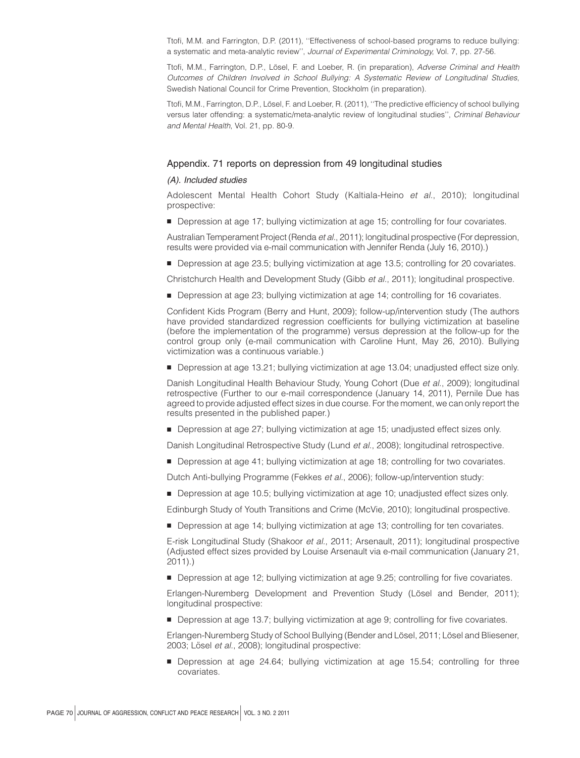Ttofi, M.M. and Farrington, D.P. (2011), ''Effectiveness of school-based programs to reduce bullying: a systematic and meta-analytic review'', *Journal of Experimental Criminology*, Vol. 7, pp. 27-56.

Ttofi, M.M., Farrington, D.P., Lösel, F. and Loeber, R. (in preparation), *Adverse Criminal and Health Outcomes of Children Involved in School Bullying: A Systematic Review of Longitudinal Studies*, Swedish National Council for Crime Prevention, Stockholm (in preparation).

Ttofi, M.M., Farrington, D.P., Lösel, F. and Loeber, R. (2011), ''The predictive efficiency of school bullying versus later offending: a systematic/meta-analytic review of longitudinal studies'', *Criminal Behaviour and Mental Health*, Vol. 21, pp. 80-9.

## Appendix. 71 reports on depression from 49 longitudinal studies

### *(A). Included studies*

Adolescent Mental Health Cohort Study (Kaltiala-Heino *et al.*, 2010); longitudinal prospective:

- Depression at age 17; bullying victimization at age 15; controlling for four covariates.

Australian Temperament Project (Renda *et al.*, 2011); longitudinal prospective (For depression, results were provided via e-mail communication with Jennifer Renda (July 16, 2010).)

- Depression at age 23.5; bullying victimization at age 13.5; controlling for 20 covariates.

Christchurch Health and Development Study (Gibb *et al.*, 2011); longitudinal prospective.

- Depression at age 23; bullying victimization at age 14; controlling for 16 covariates.

Confident Kids Program (Berry and Hunt, 2009); follow-up/intervention study (The authors have provided standardized regression coefficients for bullying victimization at baseline (before the implementation of the programme) versus depression at the follow-up for the control group only (e-mail communication with Caroline Hunt, May 26, 2010). Bullying victimization was a continuous variable.)

- Depression at age 13.21; bullying victimization at age 13.04; unadjusted effect size only.

Danish Longitudinal Health Behaviour Study, Young Cohort (Due *et al.*, 2009); longitudinal retrospective (Further to our e-mail correspondence (January 14, 2011), Pernile Due has agreed to provide adjusted effect sizes in due course. For the moment, we can only report the results presented in the published paper.)

- Depression at age 27; bullying victimization at age 15; unadjusted effect sizes only.

Danish Longitudinal Retrospective Study (Lund *et al.*, 2008); longitudinal retrospective.

- Depression at age 41; bullying victimization at age 18; controlling for two covariates.

Dutch Anti-bullying Programme (Fekkes *et al.*, 2006); follow-up/intervention study:

- Depression at age 10.5; bullying victimization at age 10; unadjusted effect sizes only.

Edinburgh Study of Youth Transitions and Crime (McVie, 2010); longitudinal prospective.

- Depression at age 14; bullying victimization at age 13; controlling for ten covariates.

E-risk Longitudinal Study (Shakoor *et al.*, 2011; Arsenault, 2011); longitudinal prospective (Adjusted effect sizes provided by Louise Arsenault via e-mail communication (January 21, 2011).)

- Depression at age 12; bullying victimization at age 9.25; controlling for five covariates.

Erlangen-Nuremberg Development and Prevention Study (Lösel and Bender, 2011); longitudinal prospective:

- Depression at age 13.7; bullying victimization at age 9; controlling for five covariates.

Erlangen-Nuremberg Study of School Bullying (Bender and Lösel, 2011; Lösel and Bliesener, 2003; Lösel *et al.*, 2008); longitudinal prospective:

- Depression at age 24.64; bullying victimization at age 15.54; controlling for three covariates.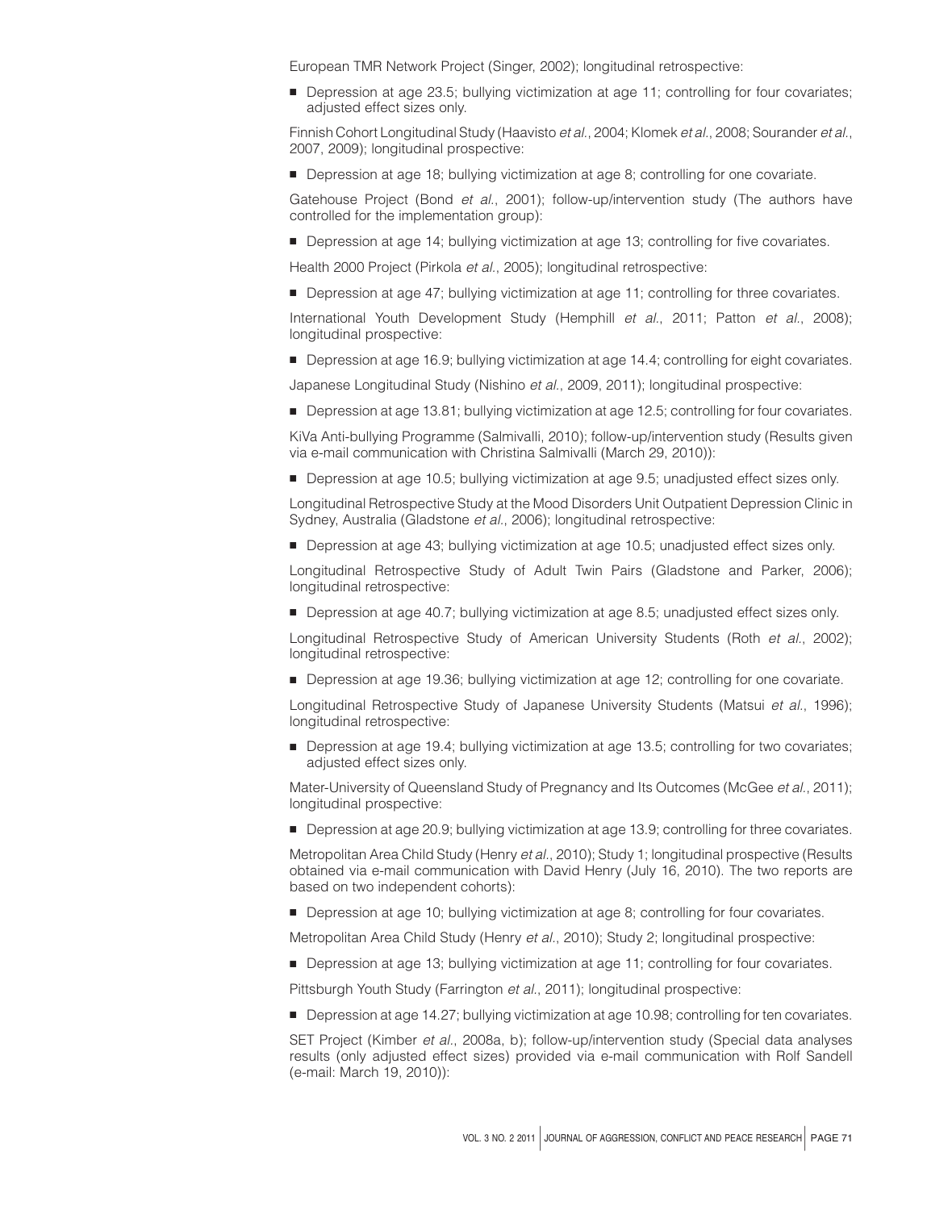European TMR Network Project (Singer, 2002); longitudinal retrospective:

- Depression at age 23.5; bullying victimization at age 11; controlling for four covariates; adjusted effect sizes only.

Finnish Cohort Longitudinal Study (Haavisto *et al.*, 2004; Klomek *et al.*, 2008; Sourander *et al.*, 2007, 2009); longitudinal prospective:

- Depression at age 18; bullying victimization at age 8; controlling for one covariate.

Gatehouse Project (Bond *et al.*, 2001); follow-up/intervention study (The authors have controlled for the implementation group):

- Depression at age 14; bullying victimization at age 13; controlling for five covariates.

Health 2000 Project (Pirkola *et al.*, 2005); longitudinal retrospective:

- Depression at age 47; bullying victimization at age 11; controlling for three covariates.

International Youth Development Study (Hemphill *et al.*, 2011; Patton *et al.*, 2008); longitudinal prospective:

- Depression at age 16.9; bullying victimization at age 14.4; controlling for eight covariates.

Japanese Longitudinal Study (Nishino *et al.*, 2009, 2011); longitudinal prospective:

- Depression at age 13.81; bullying victimization at age 12.5; controlling for four covariates.

KiVa Anti-bullying Programme (Salmivalli, 2010); follow-up/intervention study (Results given via e-mail communication with Christina Salmivalli (March 29, 2010)):

- Depression at age 10.5; bullying victimization at age 9.5; unadjusted effect sizes only.

Longitudinal Retrospective Study at the Mood Disorders Unit Outpatient Depression Clinic in Sydney, Australia (Gladstone *et al.*, 2006); longitudinal retrospective:

- Depression at age 43; bullying victimization at age 10.5; unadjusted effect sizes only.

Longitudinal Retrospective Study of Adult Twin Pairs (Gladstone and Parker, 2006); longitudinal retrospective:

- Depression at age 40.7; bullying victimization at age 8.5; unadjusted effect sizes only.

Longitudinal Retrospective Study of American University Students (Roth *et al.*, 2002); longitudinal retrospective:

- Depression at age 19.36; bullying victimization at age 12; controlling for one covariate.

Longitudinal Retrospective Study of Japanese University Students (Matsui *et al.*, 1996); longitudinal retrospective:

- Depression at age 19.4; bullying victimization at age 13.5; controlling for two covariates; adjusted effect sizes only.

Mater-University of Queensland Study of Pregnancy and Its Outcomes (McGee *et al.*, 2011); longitudinal prospective:

- Depression at age 20.9; bullying victimization at age 13.9; controlling for three covariates.

Metropolitan Area Child Study (Henry *et al.*, 2010); Study 1; longitudinal prospective (Results obtained via e-mail communication with David Henry (July 16, 2010). The two reports are based on two independent cohorts):

- Depression at age 10; bullying victimization at age 8; controlling for four covariates.

Metropolitan Area Child Study (Henry *et al.*, 2010); Study 2; longitudinal prospective:

- Depression at age 13; bullying victimization at age 11; controlling for four covariates.

Pittsburgh Youth Study (Farrington *et al.*, 2011); longitudinal prospective:

- Depression at age 14.27; bullying victimization at age 10.98; controlling for ten covariates.

SET Project (Kimber *et al.*, 2008a, b); follow-up/intervention study (Special data analyses results (only adjusted effect sizes) provided via e-mail communication with Rolf Sandell (e-mail: March 19, 2010)):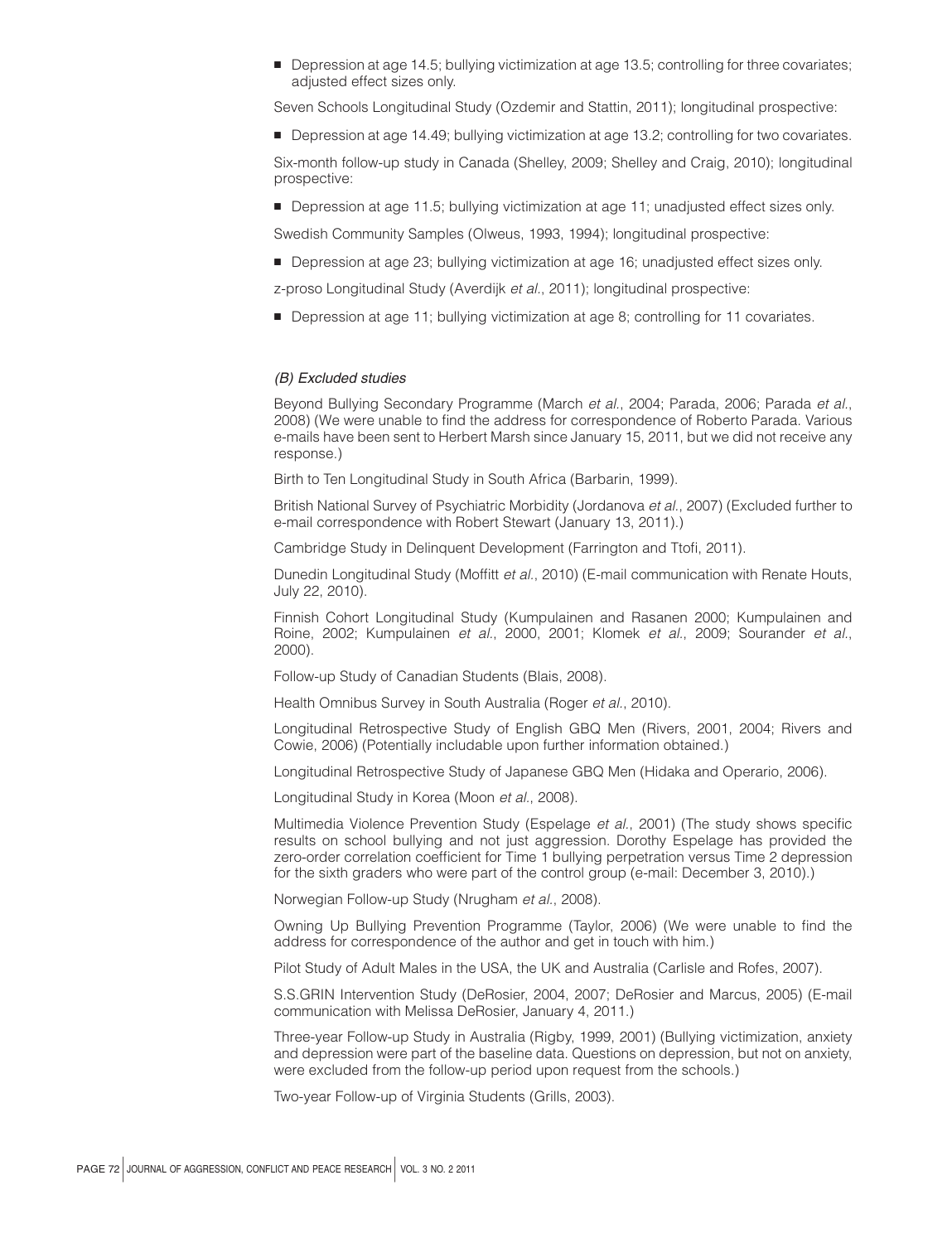- Depression at age 14.5; bullying victimization at age 13.5; controlling for three covariates; adjusted effect sizes only.

Seven Schools Longitudinal Study (Ozdemir and Stattin, 2011); longitudinal prospective:

- Depression at age 14.49; bullying victimization at age 13.2; controlling for two covariates.

Six-month follow-up study in Canada (Shelley, 2009; Shelley and Craig, 2010); longitudinal prospective:

- Depression at age 11.5; bullying victimization at age 11; unadjusted effect sizes only.

Swedish Community Samples (Olweus, 1993, 1994); longitudinal prospective:

- Depression at age 23; bullying victimization at age 16; unadjusted effect sizes only.

z-proso Longitudinal Study (Averdijk *et al.*, 2011); longitudinal prospective:

- Depression at age 11; bullying victimization at age 8; controlling for 11 covariates.

*(B) Excluded studies*

Beyond Bullying Secondary Programme (March *et al.*, 2004; Parada, 2006; Parada *et al.*, 2008) (We were unable to find the address for correspondence of Roberto Parada. Various e-mails have been sent to Herbert Marsh since January 15, 2011, but we did not receive any response.)

Birth to Ten Longitudinal Study in South Africa (Barbarin, 1999).

British National Survey of Psychiatric Morbidity (Jordanova *et al.*, 2007) (Excluded further to e-mail correspondence with Robert Stewart (January 13, 2011).)

Cambridge Study in Delinquent Development (Farrington and Ttofi, 2011).

Dunedin Longitudinal Study (Moffitt *et al.*, 2010) (E-mail communication with Renate Houts, July 22, 2010).

Finnish Cohort Longitudinal Study (Kumpulainen and Rasanen 2000; Kumpulainen and Roine, 2002; Kumpulainen *et al.*, 2000, 2001; Klomek *et al.*, 2009; Sourander *et al.*, 2000).

Follow-up Study of Canadian Students (Blais, 2008).

Health Omnibus Survey in South Australia (Roger *et al.*, 2010).

Longitudinal Retrospective Study of English GBQ Men (Rivers, 2001, 2004; Rivers and Cowie, 2006) (Potentially includable upon further information obtained.)

Longitudinal Retrospective Study of Japanese GBQ Men (Hidaka and Operario, 2006).

Longitudinal Study in Korea (Moon *et al.*, 2008).

Multimedia Violence Prevention Study (Espelage *et al.*, 2001) (The study shows specific results on school bullying and not just aggression. Dorothy Espelage has provided the zero-order correlation coefficient for Time 1 bullying perpetration versus Time 2 depression for the sixth graders who were part of the control group (e-mail: December 3, 2010).)

Norwegian Follow-up Study (Nrugham *et al.*, 2008).

Owning Up Bullying Prevention Programme (Taylor, 2006) (We were unable to find the address for correspondence of the author and get in touch with him.)

Pilot Study of Adult Males in the USA, the UK and Australia (Carlisle and Rofes, 2007).

S.S.GRIN Intervention Study (DeRosier, 2004, 2007; DeRosier and Marcus, 2005) (E-mail communication with Melissa DeRosier, January 4, 2011.)

Three-year Follow-up Study in Australia (Rigby, 1999, 2001) (Bullying victimization, anxiety and depression were part of the baseline data. Questions on depression, but not on anxiety, were excluded from the follow-up period upon request from the schools.)

Two-year Follow-up of Virginia Students (Grills, 2003).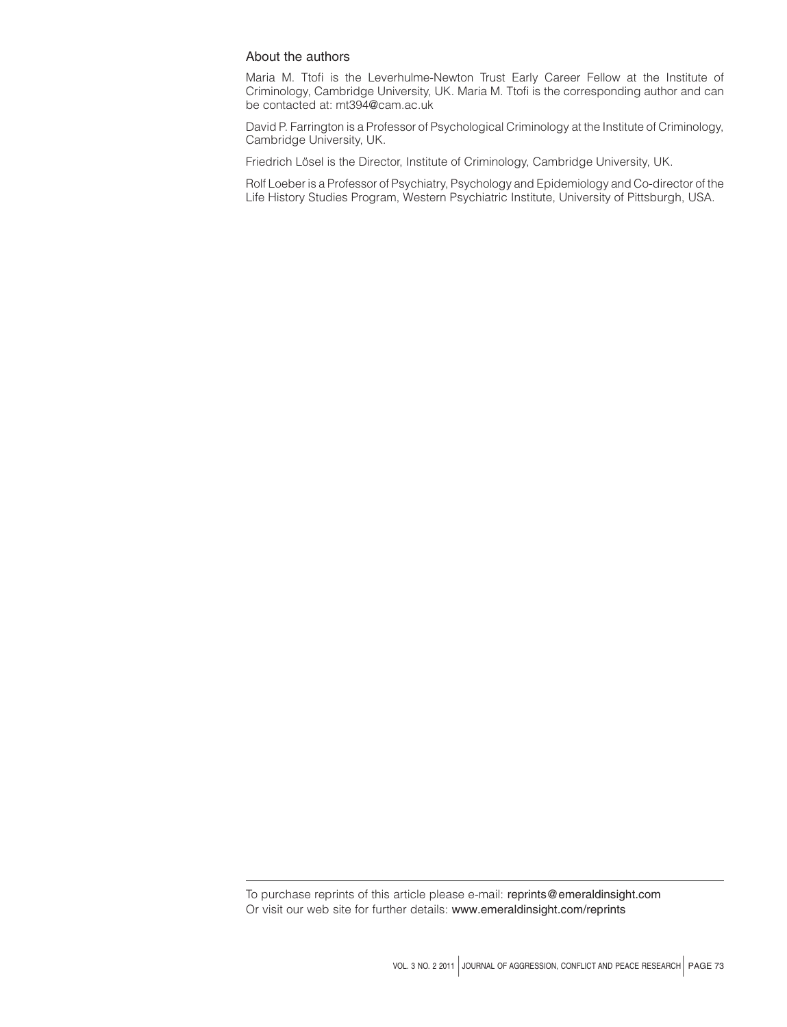## About the authors

Maria M. Ttofi is the Leverhulme-Newton Trust Early Career Fellow at the Institute of Criminology, Cambridge University, UK. Maria M. Ttofi is the corresponding author and can be contacted at: mt394@cam.ac.uk

David P. Farrington is a Professor of Psychological Criminology at the Institute of Criminology, Cambridge University, UK.

Friedrich Lösel is the Director, Institute of Criminology, Cambridge University, UK.

Rolf Loeber is a Professor of Psychiatry, Psychology and Epidemiology and Co-director of the Life History Studies Program, Western Psychiatric Institute, University of Pittsburgh, USA.

---

To purchase reprints of this article please e-mail: reprints@emeraldinsight.com
Or visit our web site for further details: www.emeraldinsight.com/reprints